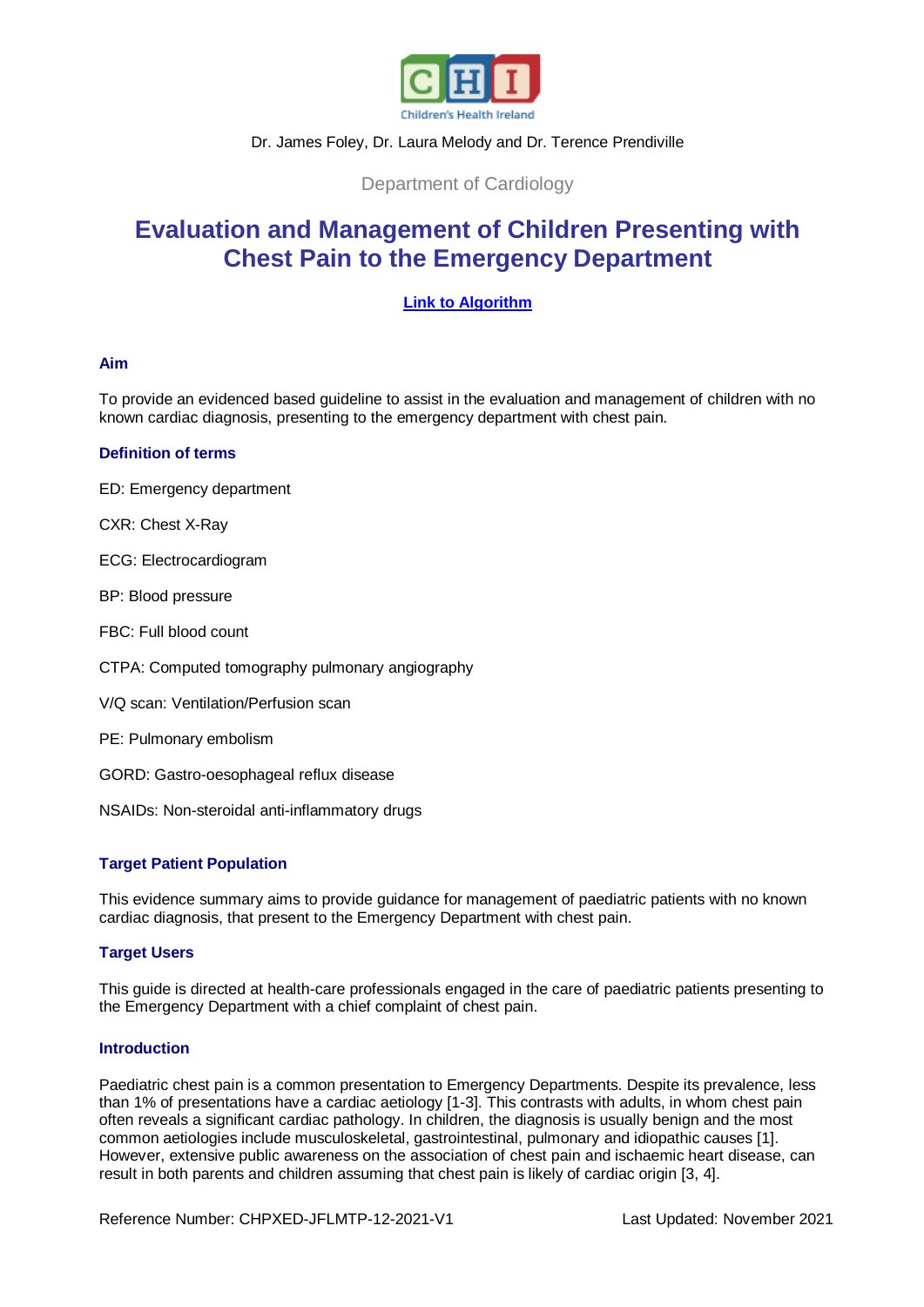Dr. James Foley, Dr. Laura Melody and Dr. Terence Prendiville

Department of Cardiology

# Evaluation and Management of Children Presenting with Chest Pain to the Emergency Department

**Link to Algorithm**

### Aim

To provide an evidenced based guideline to assist in the evaluation and management of children with no known cardiac diagnosis, presenting to the emergency department with chest pain.

### Definition of terms

ED: Emergency department

CXR: Chest X-Ray

ECG: Electrocardiogram

BP: Blood pressure

FBC: Full blood count

CTPA: Computed tomography pulmonary angiography

V/Q scan: Ventilation/Perfusion scan

PE: Pulmonary embolism

GORD: Gastro-oesophageal reflux disease

NSAIDs: Non-steroidal anti-inflammatory drugs

### Target Patient Population

This evidence summary aims to provide guidance for management of paediatric patients with no known cardiac diagnosis, that present to the Emergency Department with chest pain.

### Target Users

This guide is directed at health-care professionals engaged in the care of paediatric patients presenting to the Emergency Department with a chief complaint of chest pain.

### Introduction

Paediatric chest pain is a common presentation to Emergency Departments. Despite its prevalence, less than 1% of presentations have a cardiac aetiology [1-3]. This contrasts with adults, in whom chest pain often reveals a significant cardiac pathology. In children, the diagnosis is usually benign and the most common aetiologies include musculoskeletal, gastrointestinal, pulmonary and idiopathic causes [1]. However, extensive public awareness on the association of chest pain and ischaemic heart disease, can result in both parents and children assuming that chest pain is likely of cardiac origin [3, 4].

Reference Number: CHPXED-JFLMTP-12-2021-V1 Last Updated: November 2021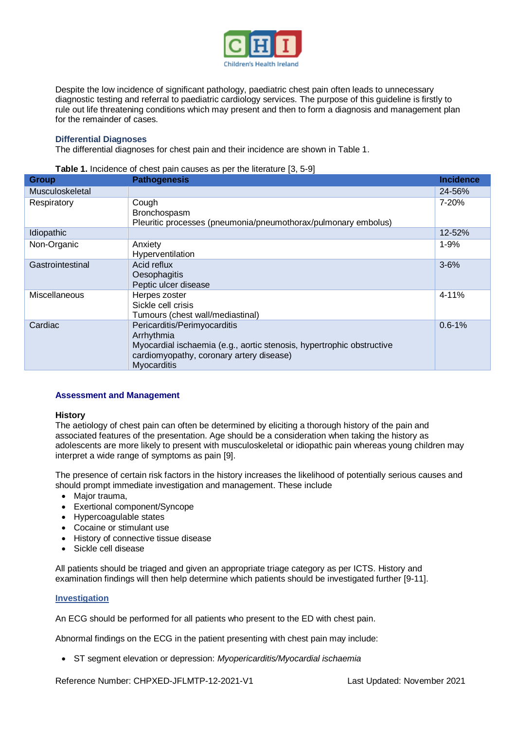Despite the low incidence of significant pathology, paediatric chest pain often leads to unnecessary diagnostic testing and referral to paediatric cardiology services. The purpose of this guideline is firstly to rule out life threatening conditions which may present and then to form a diagnosis and management plan for the remainder of cases.

## Differential Diagnoses

The differential diagnoses for chest pain and their incidence are shown in Table 1.

**Table 1.** Incidence of chest pain causes as per the literature [3, 5-9]

| Group | Pathogenesis | Incidence |
|---|---|---|
| Musculoskeletal | | 24-56% |
| Respiratory | Cough<br>Bronchospasm<br>Pleuritic processes (pneumonia/pneumothorax/pulmonary embolus) | 7-20% |
| Idiopathic | | 12-52% |
| Non-Organic | Anxiety<br>Hyperventilation | 1-9% |
| Gastrointestinal | Acid reflux<br>Oesophagitis<br>Peptic ulcer disease | 3-6% |
| Miscellaneous | Herpes zoster<br>Sickle cell crisis<br>Tumours (chest wall/mediastinal) | 4-11% |
| Cardiac | Pericarditis/Perimyocarditis<br>Arrhythmia<br>Myocardial ischaemia (e.g., aortic stenosis, hypertrophic obstructive cardiomyopathy, coronary artery disease)<br>Myocarditis | 0.6-1% |

## Assessment and Management

### History

The aetiology of chest pain can often be determined by eliciting a thorough history of the pain and associated features of the presentation. Age should be a consideration when taking the history as adolescents are more likely to present with musculoskeletal or idiopathic pain whereas young children may interpret a wide range of symptoms as pain [9].

The presence of certain risk factors in the history increases the likelihood of potentially serious causes and should prompt immediate investigation and management. These include

- Major trauma,
- Exertional component/Syncope
- Hypercoagulable states
- Cocaine or stimulant use
- History of connective tissue disease
- Sickle cell disease

All patients should be triaged and given an appropriate triage category as per ICTS. History and examination findings will then help determine which patients should be investigated further [9-11].

### Investigation

An ECG should be performed for all patients who present to the ED with chest pain.

Abnormal findings on the ECG in the patient presenting with chest pain may include:

- ST segment elevation or depression: *Myopericarditis/Myocardial ischaemia*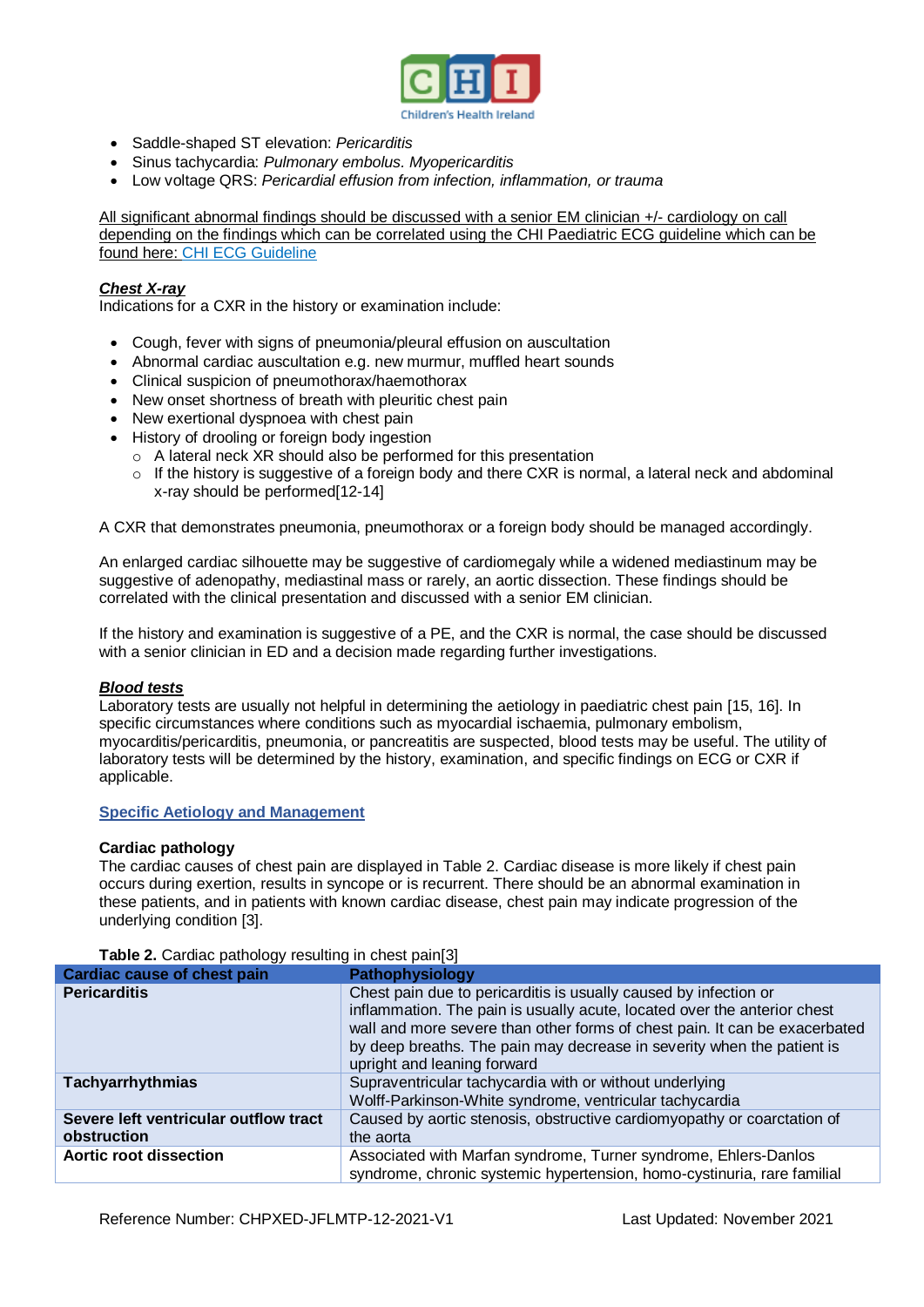- Saddle-shaped ST elevation: *Pericarditis*
- Sinus tachycardia: *Pulmonary embolus. Myopericarditis*
- Low voltage QRS: *Pericardial effusion from infection, inflammation, or trauma*

<u>All significant abnormal findings should be discussed with a senior EM clinician +/- cardiology on call depending on the findings which can be correlated using the CHI Paediatric ECG guideline which can be found here: CHI ECG Guideline</u>

***<u>Chest X-ray</u>***

Indications for a CXR in the history or examination include:

- Cough, fever with signs of pneumonia/pleural effusion on auscultation
- Abnormal cardiac auscultation e.g. new murmur, muffled heart sounds
- Clinical suspicion of pneumothorax/haemothorax
- New onset shortness of breath with pleuritic chest pain
- New exertional dyspnoea with chest pain
- History of drooling or foreign body ingestion
  - A lateral neck XR should also be performed for this presentation
  - If the history is suggestive of a foreign body and there CXR is normal, a lateral neck and abdominal x-ray should be performed[12-14]

A CXR that demonstrates pneumonia, pneumothorax or a foreign body should be managed accordingly.

An enlarged cardiac silhouette may be suggestive of cardiomegaly while a widened mediastinum may be suggestive of adenopathy, mediastinal mass or rarely, an aortic dissection. These findings should be correlated with the clinical presentation and discussed with a senior EM clinician.

If the history and examination is suggestive of a PE, and the CXR is normal, the case should be discussed with a senior clinician in ED and a decision made regarding further investigations.

***<u>Blood tests</u>***

Laboratory tests are usually not helpful in determining the aetiology in paediatric chest pain [15, 16]. In specific circumstances where conditions such as myocardial ischaemia, pulmonary embolism, myocarditis/pericarditis, pneumonia, or pancreatitis are suspected, blood tests may be useful. The utility of laboratory tests will be determined by the history, examination, and specific findings on ECG or CXR if applicable.

## <u>Specific Aetiology and Management</u>

**Cardiac pathology**

The cardiac causes of chest pain are displayed in Table 2. Cardiac disease is more likely if chest pain occurs during exertion, results in syncope or is recurrent. There should be an abnormal examination in these patients, and in patients with known cardiac disease, chest pain may indicate progression of the underlying condition [3].

**Table 2.** Cardiac pathology resulting in chest pain[3]

| Cardiac cause of chest pain | Pathophysiology |
|---|---|
| **Pericarditis** | Chest pain due to pericarditis is usually caused by infection or inflammation. The pain is usually acute, located over the anterior chest wall and more severe than other forms of chest pain. It can be exacerbated by deep breaths. The pain may decrease in severity when the patient is upright and leaning forward |
| **Tachyarrhythmias** | Supraventricular tachycardia with or without underlying Wolff-Parkinson-White syndrome, ventricular tachycardia |
| **Severe left ventricular outflow tract obstruction** | Caused by aortic stenosis, obstructive cardiomyopathy or coarctation of the aorta |
| **Aortic root dissection** | Associated with Marfan syndrome, Turner syndrome, Ehlers-Danlos syndrome, chronic systemic hypertension, homo-cystinuria, rare familial |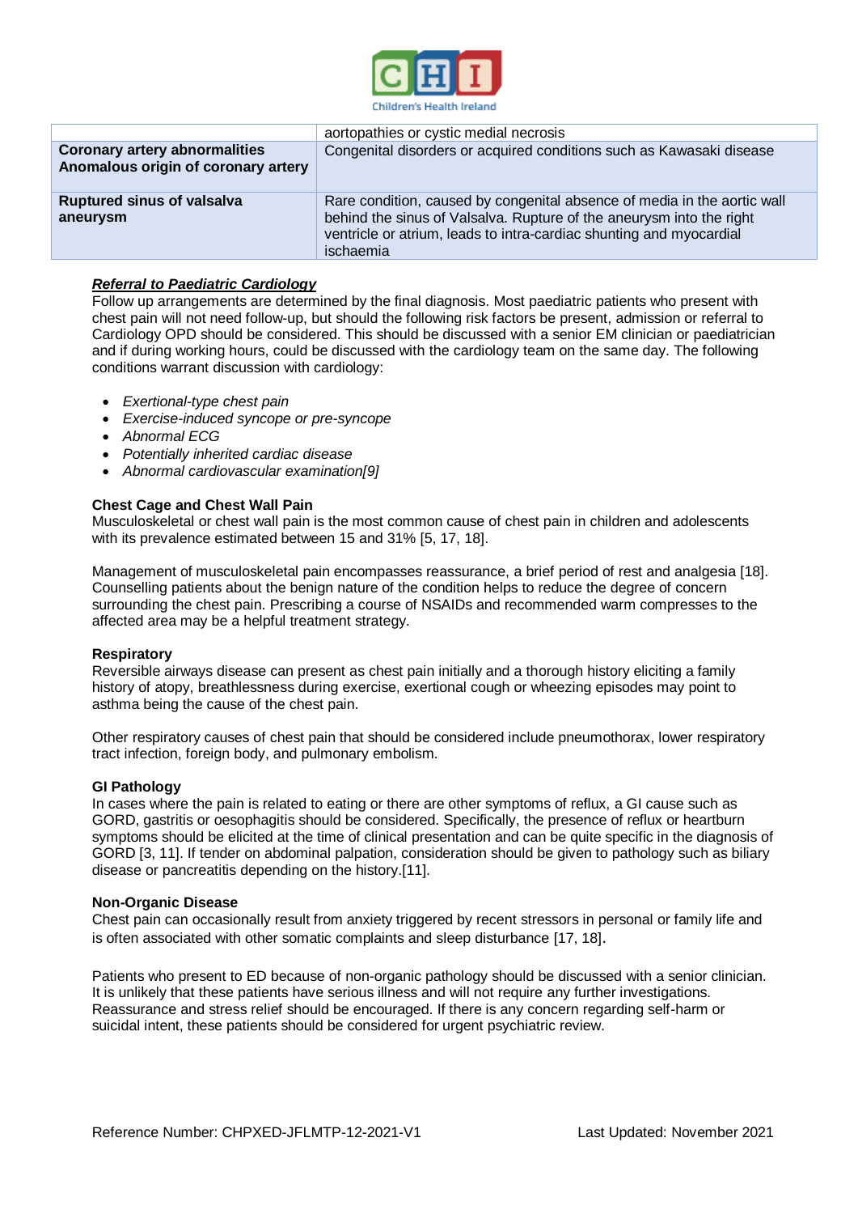| | aortopathies or cystic medial necrosis |
|---|---|
| **Coronary artery abnormalities Anomalous origin of coronary artery** | Congenital disorders or acquired conditions such as Kawasaki disease |
| **Ruptured sinus of valsalva aneurysm** | Rare condition, caused by congenital absence of media in the aortic wall behind the sinus of Valsalva. Rupture of the aneurysm into the right ventricle or atrium, leads to intra-cardiac shunting and myocardial ischaemia |

***Referral to Paediatric Cardiology***

Follow up arrangements are determined by the final diagnosis. Most paediatric patients who present with chest pain will not need follow-up, but should the following risk factors be present, admission or referral to Cardiology OPD should be considered. This should be discussed with a senior EM clinician or paediatrician and if during working hours, could be discussed with the cardiology team on the same day. The following conditions warrant discussion with cardiology:

- *Exertional-type chest pain*
- *Exercise-induced syncope or pre-syncope*
- *Abnormal ECG*
- *Potentially inherited cardiac disease*
- *Abnormal cardiovascular examination[9]*

**Chest Cage and Chest Wall Pain**

Musculoskeletal or chest wall pain is the most common cause of chest pain in children and adolescents with its prevalence estimated between 15 and 31% [5, 17, 18].

Management of musculoskeletal pain encompasses reassurance, a brief period of rest and analgesia [18]. Counselling patients about the benign nature of the condition helps to reduce the degree of concern surrounding the chest pain. Prescribing a course of NSAIDs and recommended warm compresses to the affected area may be a helpful treatment strategy.

**Respiratory**

Reversible airways disease can present as chest pain initially and a thorough history eliciting a family history of atopy, breathlessness during exercise, exertional cough or wheezing episodes may point to asthma being the cause of the chest pain.

Other respiratory causes of chest pain that should be considered include pneumothorax, lower respiratory tract infection, foreign body, and pulmonary embolism.

**GI Pathology**

In cases where the pain is related to eating or there are other symptoms of reflux, a GI cause such as GORD, gastritis or oesophagitis should be considered. Specifically, the presence of reflux or heartburn symptoms should be elicited at the time of clinical presentation and can be quite specific in the diagnosis of GORD [3, 11]. If tender on abdominal palpation, consideration should be given to pathology such as biliary disease or pancreatitis depending on the history.[11].

**Non-Organic Disease**

Chest pain can occasionally result from anxiety triggered by recent stressors in personal or family life and is often associated with other somatic complaints and sleep disturbance [17, 18].

Patients who present to ED because of non-organic pathology should be discussed with a senior clinician. It is unlikely that these patients have serious illness and will not require any further investigations. Reassurance and stress relief should be encouraged. If there is any concern regarding self-harm or suicidal intent, these patients should be considered for urgent psychiatric review.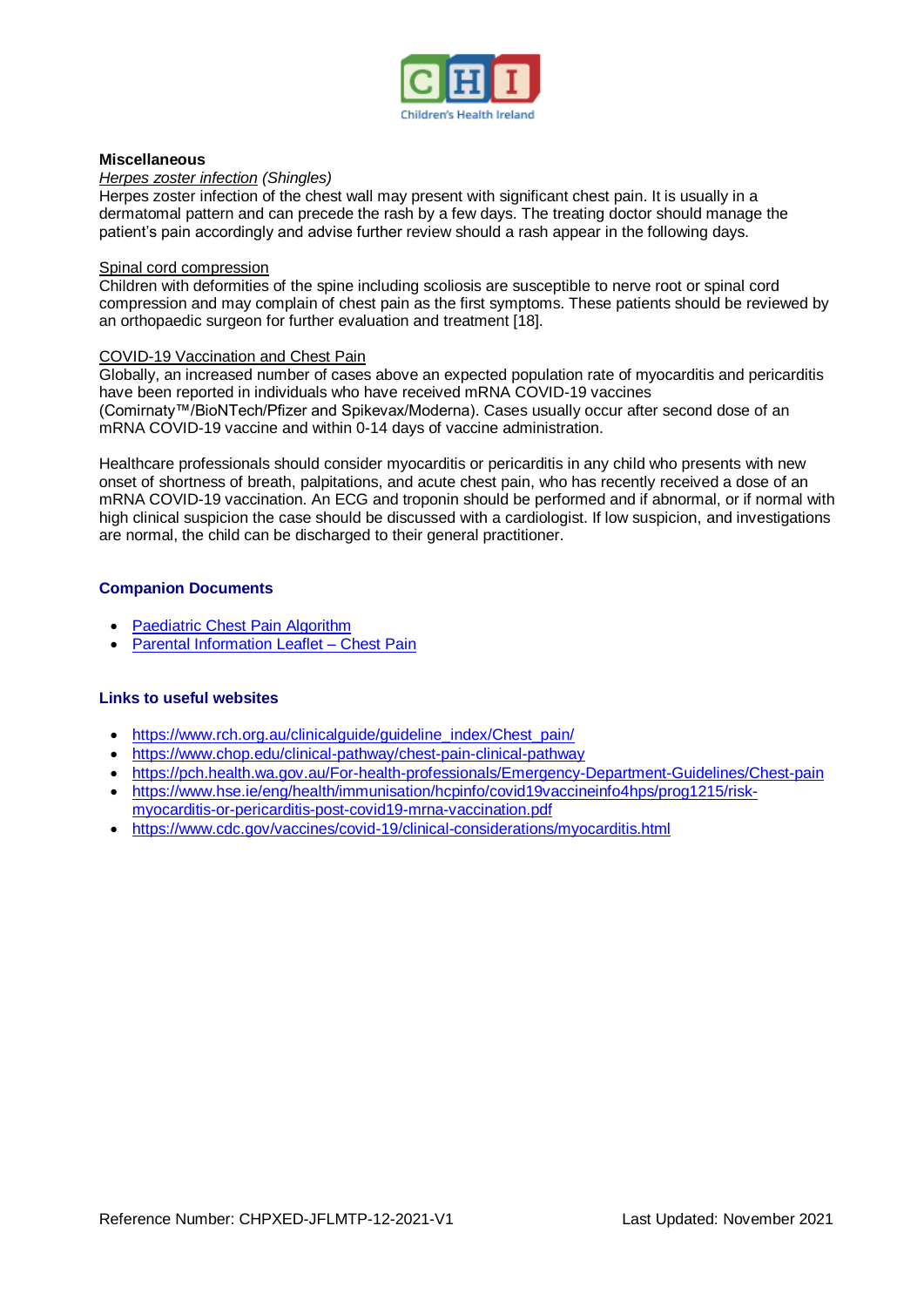**Miscellaneous**

*Herpes zoster infection* (Shingles)

Herpes zoster infection of the chest wall may present with significant chest pain. It is usually in a dermatomal pattern and can precede the rash by a few days. The treating doctor should manage the patient's pain accordingly and advise further review should a rash appear in the following days.

Spinal cord compression

Children with deformities of the spine including scoliosis are susceptible to nerve root or spinal cord compression and may complain of chest pain as the first symptoms. These patients should be reviewed by an orthopaedic surgeon for further evaluation and treatment [18].

COVID-19 Vaccination and Chest Pain

Globally, an increased number of cases above an expected population rate of myocarditis and pericarditis have been reported in individuals who have received mRNA COVID-19 vaccines (Comirnaty™/BioNTech/Pfizer and Spikevax/Moderna). Cases usually occur after second dose of an mRNA COVID-19 vaccine and within 0-14 days of vaccine administration.

Healthcare professionals should consider myocarditis or pericarditis in any child who presents with new onset of shortness of breath, palpitations, and acute chest pain, who has recently received a dose of an mRNA COVID-19 vaccination. An ECG and troponin should be performed and if abnormal, or if normal with high clinical suspicion the case should be discussed with a cardiologist. If low suspicion, and investigations are normal, the child can be discharged to their general practitioner.

## Companion Documents

- Paediatric Chest Pain Algorithm
- Parental Information Leaflet – Chest Pain

## Links to useful websites

- https://www.rch.org.au/clinicalguide/guideline_index/Chest_pain/
- https://www.chop.edu/clinical-pathway/chest-pain-clinical-pathway
- https://pch.health.wa.gov.au/For-health-professionals/Emergency-Department-Guidelines/Chest-pain
- https://www.hse.ie/eng/health/immunisation/hcpinfo/covid19vaccineinfo4hps/prog1215/risk-myocarditis-or-pericarditis-post-covid19-mrna-vaccination.pdf
- https://www.cdc.gov/vaccines/covid-19/clinical-considerations/myocarditis.html